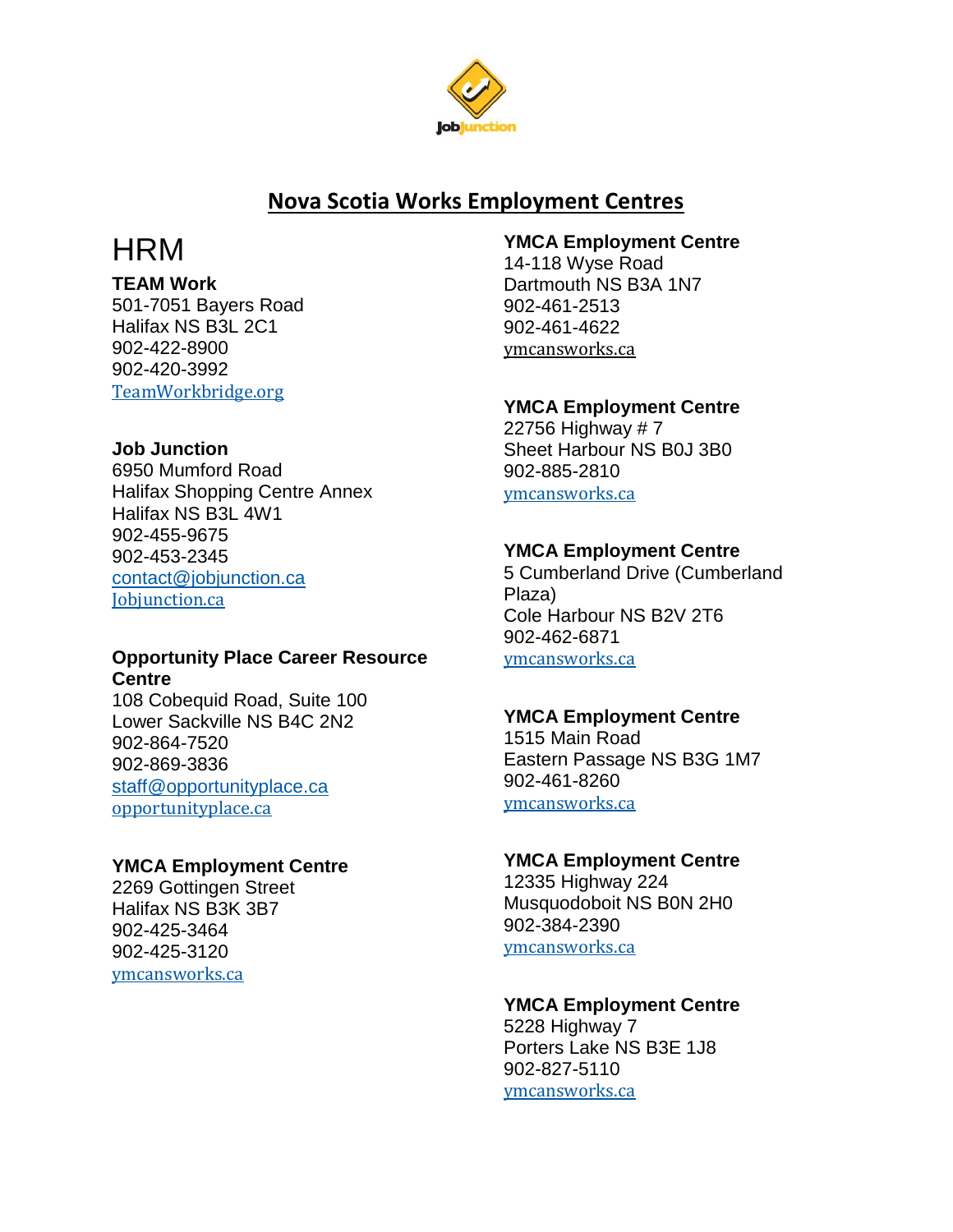# Nova Scotia Works Employment Centres

## HRM

**TEAM Work**
501-7051 Bayers Road
Halifax NS B3L 2C1
902-422-8900
902-420-3992
TeamWorkbridge.org

**Job Junction**
6950 Mumford Road
Halifax Shopping Centre Annex
Halifax NS B3L 4W1
902-455-9675
902-453-2345
contact@jobjunction.ca
Jobjunction.ca

**Opportunity Place Career Resource Centre**
108 Cobequid Road, Suite 100
Lower Sackville NS B4C 2N2
902-864-7520
902-869-3836
staff@opportunityplace.ca
opportunityplace.ca

**YMCA Employment Centre**
2269 Gottingen Street
Halifax NS B3K 3B7
902-425-3464
902-425-3120
ymcansworks.ca

**YMCA Employment Centre**
14-118 Wyse Road
Dartmouth NS B3A 1N7
902-461-2513
902-461-4622
ymcansworks.ca

**YMCA Employment Centre**
22756 Highway # 7
Sheet Harbour NS B0J 3B0
902-885-2810
ymcansworks.ca

**YMCA Employment Centre**
5 Cumberland Drive (Cumberland Plaza)
Cole Harbour NS B2V 2T6
902-462-6871
ymcansworks.ca

**YMCA Employment Centre**
1515 Main Road
Eastern Passage NS B3G 1M7
902-461-8260
ymcansworks.ca

**YMCA Employment Centre**
12335 Highway 224
Musquodoboit NS B0N 2H0
902-384-2390
ymcansworks.ca

**YMCA Employment Centre**
5228 Highway 7
Porters Lake NS B3E 1J8
902-827-5110
ymcansworks.ca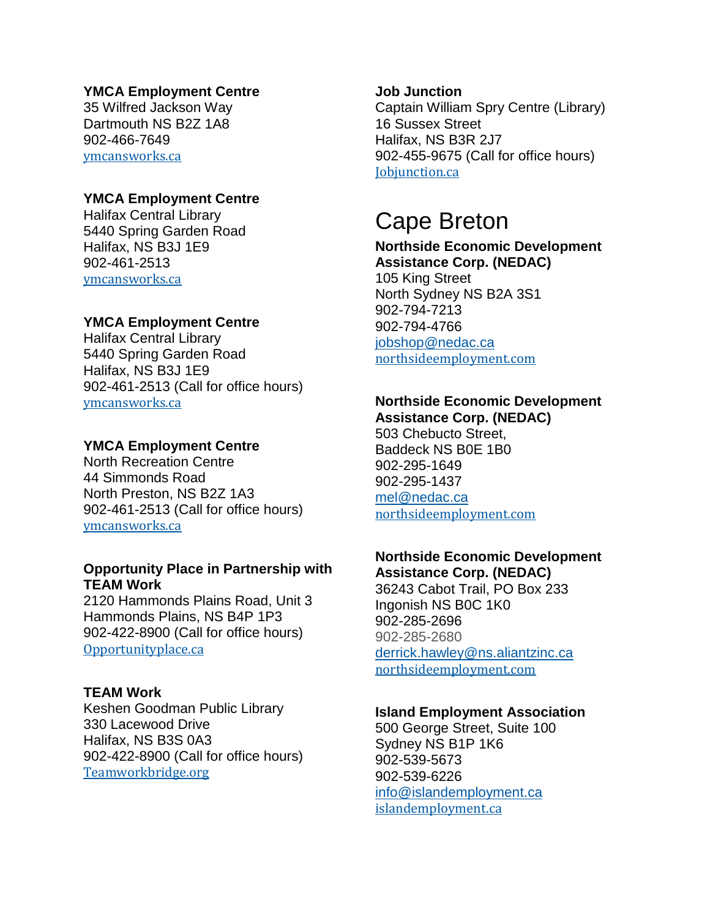**YMCA Employment Centre**
35 Wilfred Jackson Way
Dartmouth NS B2Z 1A8
902-466-7649
ymcansworks.ca

**YMCA Employment Centre**
Halifax Central Library
5440 Spring Garden Road
Halifax, NS B3J 1E9
902-461-2513
ymcansworks.ca

**YMCA Employment Centre**
Halifax Central Library
5440 Spring Garden Road
Halifax, NS B3J 1E9
902-461-2513 (Call for office hours)
ymcansworks.ca

**YMCA Employment Centre**
North Recreation Centre
44 Simmonds Road
North Preston, NS B2Z 1A3
902-461-2513 (Call for office hours)
ymcansworks.ca

**Opportunity Place in Partnership with TEAM Work**
2120 Hammonds Plains Road, Unit 3
Hammonds Plains, NS B4P 1P3
902-422-8900 (Call for office hours)
Opportunityplace.ca

**TEAM Work**
Keshen Goodman Public Library
330 Lacewood Drive
Halifax, NS B3S 0A3
902-422-8900 (Call for office hours)
Teamworkbridge.org

**Job Junction**
Captain William Spry Centre (Library)
16 Sussex Street
Halifax, NS B3R 2J7
902-455-9675 (Call for office hours)
Jobjunction.ca

# Cape Breton

**Northside Economic Development Assistance Corp. (NEDAC)**
105 King Street
North Sydney NS B2A 3S1
902-794-7213
902-794-4766
jobshop@nedac.ca
northsideemployment.com

**Northside Economic Development Assistance Corp. (NEDAC)**
503 Chebucto Street,
Baddeck NS B0E 1B0
902-295-1649
902-295-1437
mel@nedac.ca
northsideemployment.com

**Northside Economic Development Assistance Corp. (NEDAC)**
36243 Cabot Trail, PO Box 233
Ingonish NS B0C 1K0
902-285-2696
902-285-2680
derrick.hawley@ns.aliantzinc.ca
northsideemployment.com

**Island Employment Association**
500 George Street, Suite 100
Sydney NS B1P 1K6
902-539-5673
902-539-6226
info@islandemployment.ca
islandemployment.ca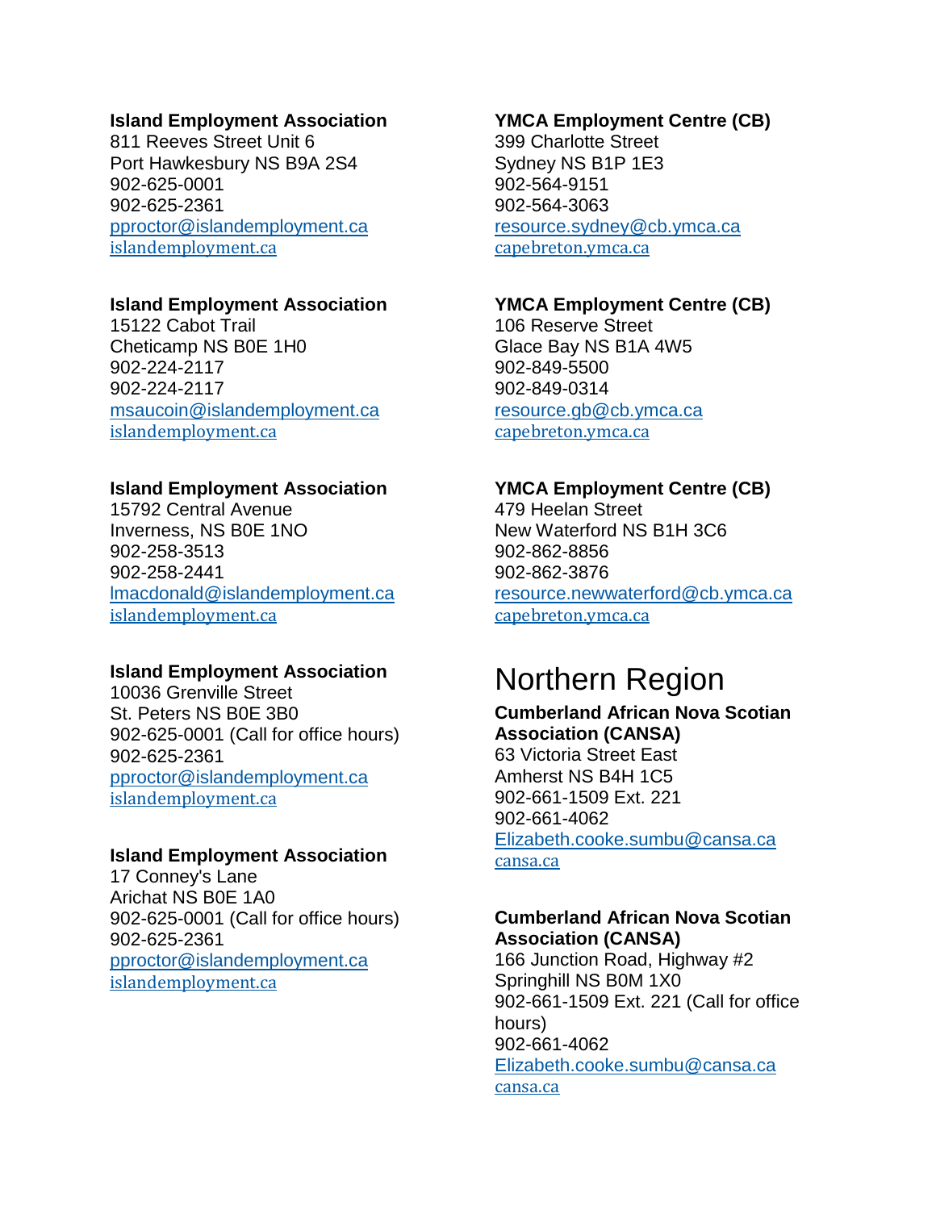**Island Employment Association**
811 Reeves Street Unit 6
Port Hawkesbury NS B9A 2S4
902-625-0001
902-625-2361
pproctor@islandemployment.ca
islandemployment.ca

**Island Employment Association**
15122 Cabot Trail
Cheticamp NS B0E 1H0
902-224-2117
902-224-2117
msaucoin@islandemployment.ca
islandemployment.ca

**Island Employment Association**
15792 Central Avenue
Inverness, NS B0E 1NO
902-258-3513
902-258-2441
lmacdonald@islandemployment.ca
islandemployment.ca

**Island Employment Association**
10036 Grenville Street
St. Peters NS B0E 3B0
902-625-0001 (Call for office hours)
902-625-2361
pproctor@islandemployment.ca
islandemployment.ca

**Island Employment Association**
17 Conney's Lane
Arichat NS B0E 1A0
902-625-0001 (Call for office hours)
902-625-2361
pproctor@islandemployment.ca
islandemployment.ca

**YMCA Employment Centre (CB)**
399 Charlotte Street
Sydney NS B1P 1E3
902-564-9151
902-564-3063
resource.sydney@cb.ymca.ca
capebreton.ymca.ca

**YMCA Employment Centre (CB)**
106 Reserve Street
Glace Bay NS B1A 4W5
902-849-5500
902-849-0314
resource.gb@cb.ymca.ca
capebreton.ymca.ca

**YMCA Employment Centre (CB)**
479 Heelan Street
New Waterford NS B1H 3C6
902-862-8856
902-862-3876
resource.newwaterford@cb.ymca.ca
capebreton.ymca.ca

# Northern Region

**Cumberland African Nova Scotian Association (CANSA)**
63 Victoria Street East
Amherst NS B4H 1C5
902-661-1509 Ext. 221
902-661-4062
Elizabeth.cooke.sumbu@cansa.ca
cansa.ca

**Cumberland African Nova Scotian Association (CANSA)**
166 Junction Road, Highway #2
Springhill NS B0M 1X0
902-661-1509 Ext. 221 (Call for office hours)
902-661-4062
Elizabeth.cooke.sumbu@cansa.ca
cansa.ca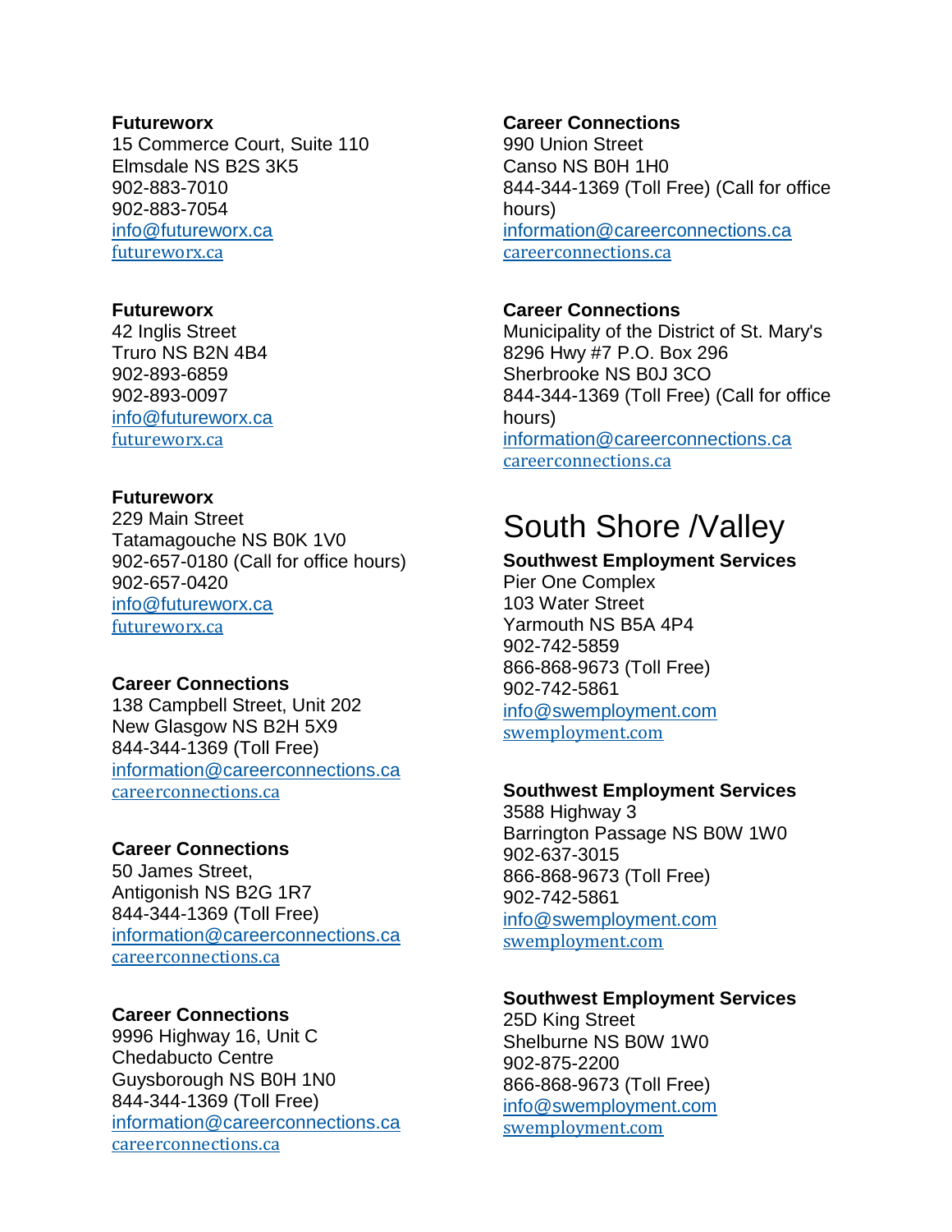**Futureworx**
15 Commerce Court, Suite 110
Elmsdale NS B2S 3K5
902-883-7010
902-883-7054
info@futureworx.ca
futureworx.ca

**Futureworx**
42 Inglis Street
Truro NS B2N 4B4
902-893-6859
902-893-0097
info@futureworx.ca
futureworx.ca

**Futureworx**
229 Main Street
Tatamagouche NS B0K 1V0
902-657-0180 (Call for office hours)
902-657-0420
info@futureworx.ca
futureworx.ca

**Career Connections**
138 Campbell Street, Unit 202
New Glasgow NS B2H 5X9
844-344-1369 (Toll Free)
information@careerconnections.ca
careerconnections.ca

**Career Connections**
50 James Street,
Antigonish NS B2G 1R7
844-344-1369 (Toll Free)
information@careerconnections.ca
careerconnections.ca

**Career Connections**
9996 Highway 16, Unit C
Chedabucto Centre
Guysborough NS B0H 1N0
844-344-1369 (Toll Free)
information@careerconnections.ca
careerconnections.ca

**Career Connections**
990 Union Street
Canso NS B0H 1H0
844-344-1369 (Toll Free) (Call for office hours)
information@careerconnections.ca
careerconnections.ca

**Career Connections**
Municipality of the District of St. Mary's
8296 Hwy #7 P.O. Box 296
Sherbrooke NS B0J 3CO
844-344-1369 (Toll Free) (Call for office hours)
information@careerconnections.ca
careerconnections.ca

# South Shore /Valley

**Southwest Employment Services**
Pier One Complex
103 Water Street
Yarmouth NS B5A 4P4
902-742-5859
866-868-9673 (Toll Free)
902-742-5861
info@swemployment.com
swemployment.com

**Southwest Employment Services**
3588 Highway 3
Barrington Passage NS B0W 1W0
902-637-3015
866-868-9673 (Toll Free)
902-742-5861
info@swemployment.com
swemployment.com

**Southwest Employment Services**
25D King Street
Shelburne NS B0W 1W0
902-875-2200
866-868-9673 (Toll Free)
info@swemployment.com
swemployment.com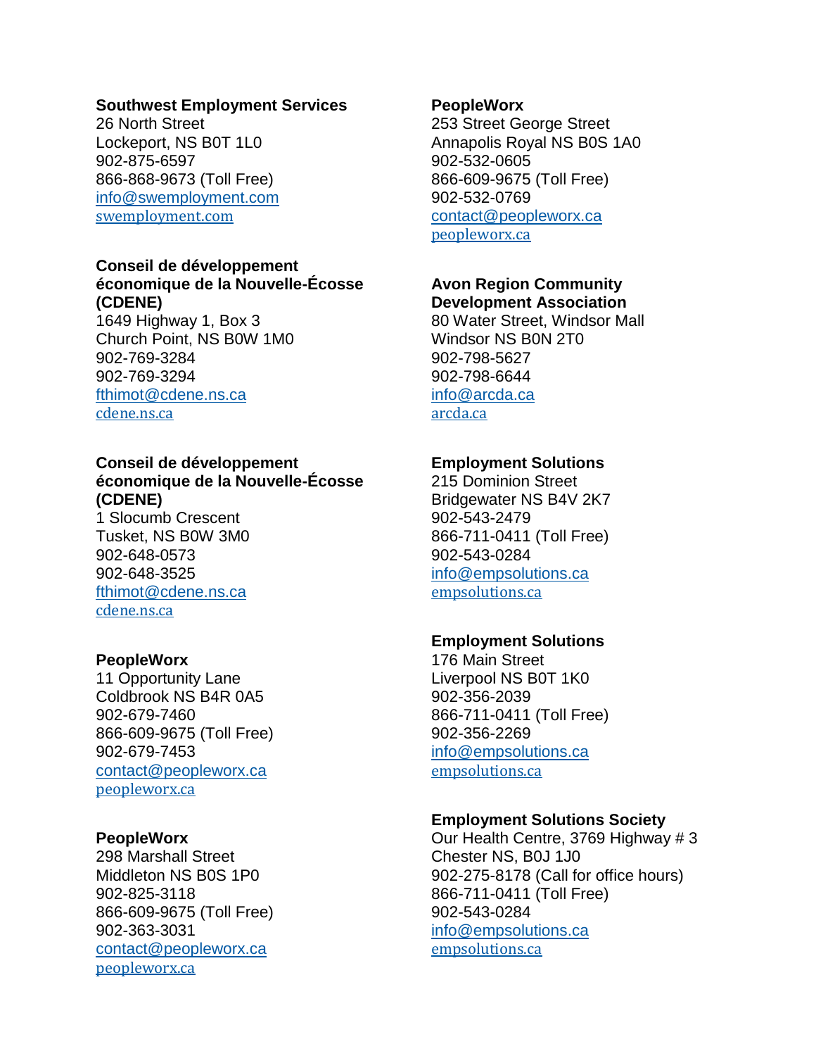**Southwest Employment Services**
26 North Street
Lockeport, NS B0T 1L0
902-875-6597
866-868-9673 (Toll Free)
info@swemployment.com
swemployment.com

**Conseil de développement économique de la Nouvelle-Écosse (CDENE)**
1649 Highway 1, Box 3
Church Point, NS B0W 1M0
902-769-3284
902-769-3294
fthimot@cdene.ns.ca
cdene.ns.ca

**Conseil de développement économique de la Nouvelle-Écosse (CDENE)**
1 Slocumb Crescent
Tusket, NS B0W 3M0
902-648-0573
902-648-3525
fthimot@cdene.ns.ca
cdene.ns.ca

**PeopleWorx**
11 Opportunity Lane
Coldbrook NS B4R 0A5
902-679-7460
866-609-9675 (Toll Free)
902-679-7453
contact@peopleworx.ca
peopleworx.ca

**PeopleWorx**
298 Marshall Street
Middleton NS B0S 1P0
902-825-3118
866-609-9675 (Toll Free)
902-363-3031
contact@peopleworx.ca
peopleworx.ca

**PeopleWorx**
253 Street George Street
Annapolis Royal NS B0S 1A0
902-532-0605
866-609-9675 (Toll Free)
902-532-0769
contact@peopleworx.ca
peopleworx.ca

**Avon Region Community Development Association**
80 Water Street, Windsor Mall
Windsor NS B0N 2T0
902-798-5627
902-798-6644
info@arcda.ca
arcda.ca

**Employment Solutions**
215 Dominion Street
Bridgewater NS B4V 2K7
902-543-2479
866-711-0411 (Toll Free)
902-543-0284
info@empsolutions.ca
empsolutions.ca

**Employment Solutions**
176 Main Street
Liverpool NS B0T 1K0
902-356-2039
866-711-0411 (Toll Free)
902-356-2269
info@empsolutions.ca
empsolutions.ca

**Employment Solutions Society**
Our Health Centre, 3769 Highway # 3
Chester NS, B0J 1J0
902-275-8178 (Call for office hours)
866-711-0411 (Toll Free)
902-543-0284
info@empsolutions.ca
empsolutions.ca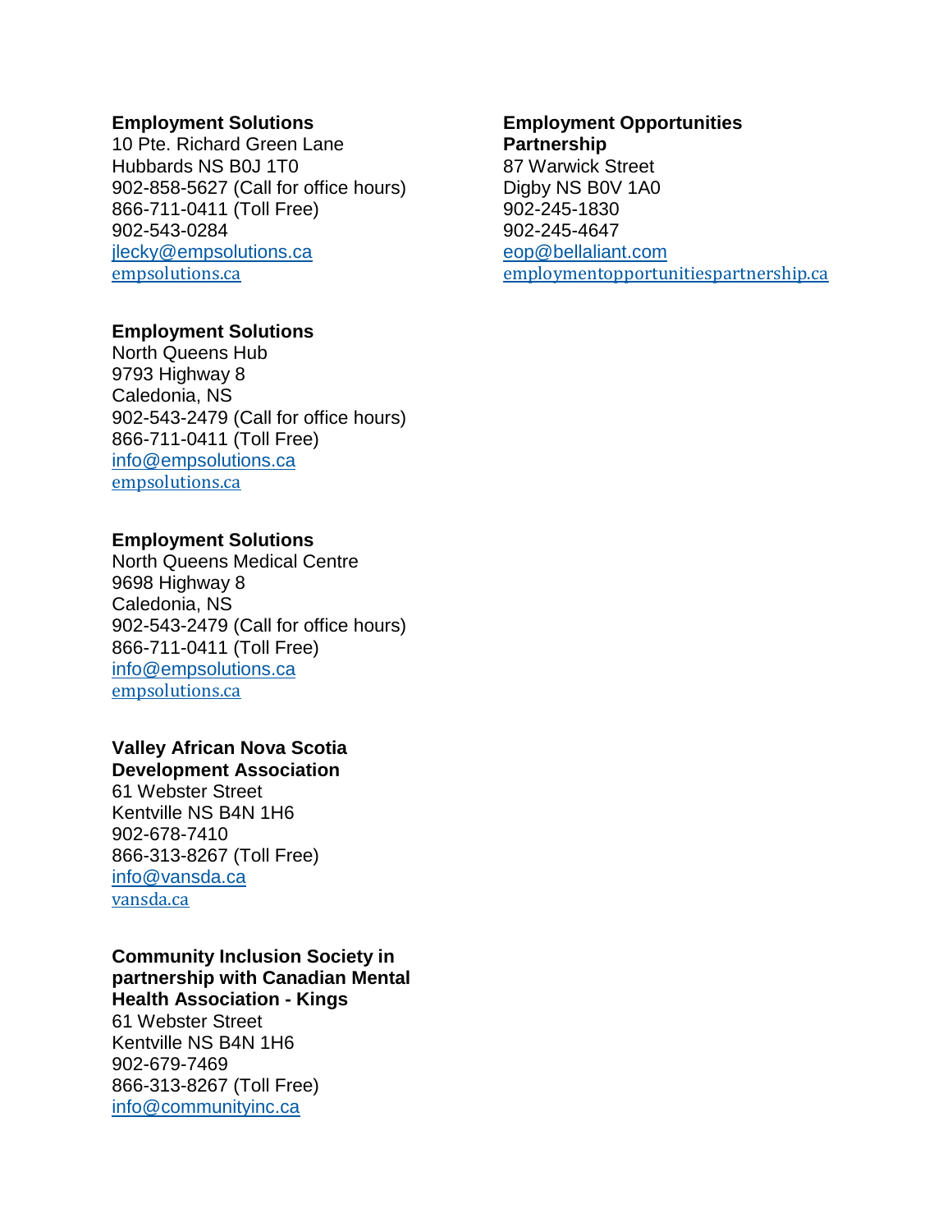**Employment Solutions**
10 Pte. Richard Green Lane
Hubbards NS B0J 1T0
902-858-5627 (Call for office hours)
866-711-0411 (Toll Free)
902-543-0284
jlecky@empsolutions.ca
empsolutions.ca

**Employment Solutions**
North Queens Hub
9793 Highway 8
Caledonia, NS
902-543-2479 (Call for office hours)
866-711-0411 (Toll Free)
info@empsolutions.ca
empsolutions.ca

**Employment Solutions**
North Queens Medical Centre
9698 Highway 8
Caledonia, NS
902-543-2479 (Call for office hours)
866-711-0411 (Toll Free)
info@empsolutions.ca
empsolutions.ca

**Valley African Nova Scotia Development Association**
61 Webster Street
Kentville NS B4N 1H6
902-678-7410
866-313-8267 (Toll Free)
info@vansda.ca
vansda.ca

**Community Inclusion Society in partnership with Canadian Mental Health Association - Kings**
61 Webster Street
Kentville NS B4N 1H6
902-679-7469
866-313-8267 (Toll Free)
info@communityinc.ca

**Employment Opportunities Partnership**
87 Warwick Street
Digby NS B0V 1A0
902-245-1830
902-245-4647
eop@bellaliant.com
employmentopportunitiespartnership.ca